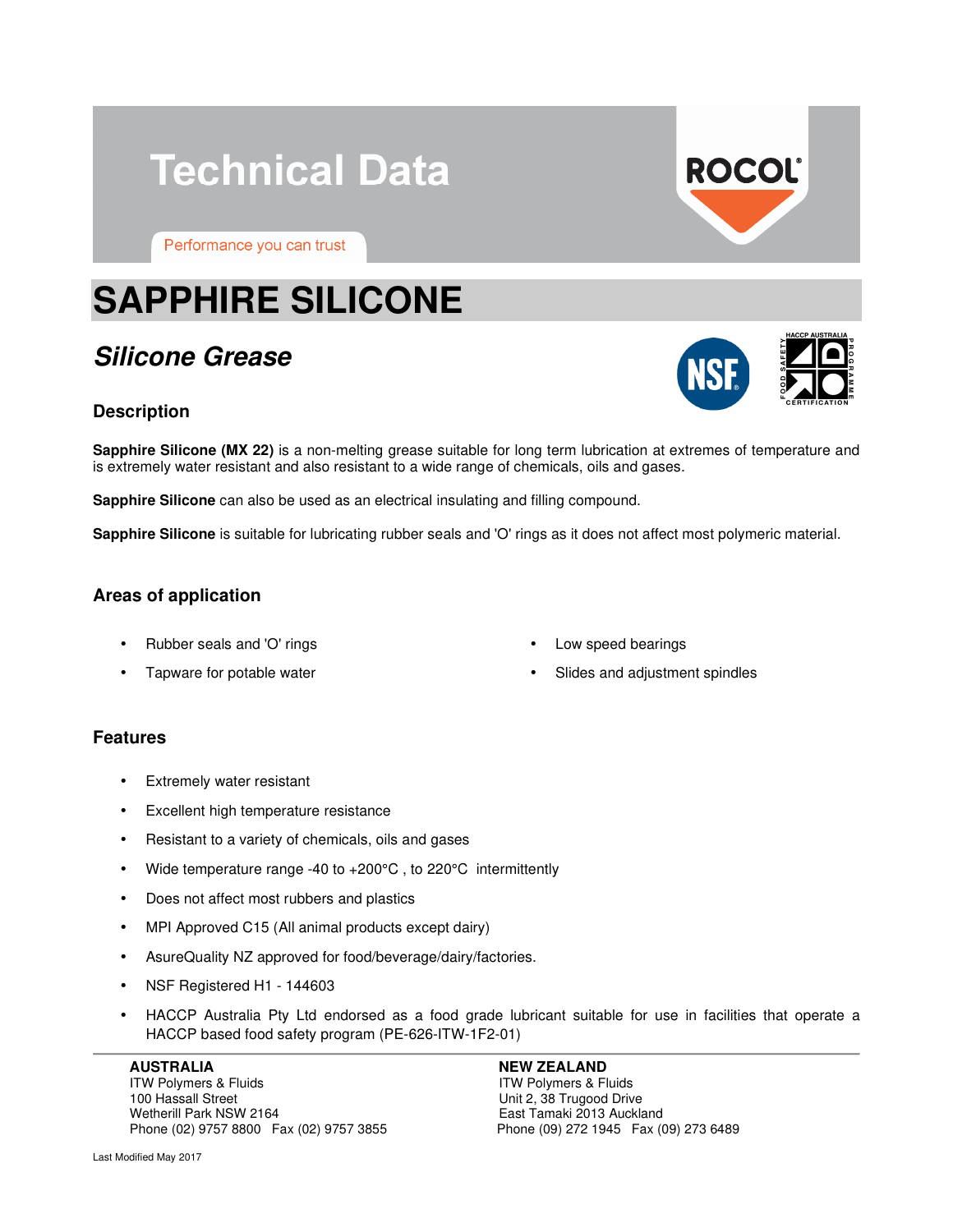# Technical Data

Performance you can trust

# SAPPHIRE SILICONE

## *Silicone Grease*

### Description

**Sapphire Silicone (MX 22)** is a non-melting grease suitable for long term lubrication at extremes of temperature and is extremely water resistant and also resistant to a wide range of chemicals, oils and gases.

**Sapphire Silicone** can also be used as an electrical insulating and filling compound.

**Sapphire Silicone** is suitable for lubricating rubber seals and 'O' rings as it does not affect most polymeric material.

### Areas of application

- Rubber seals and 'O' rings
- Tapware for potable water
- Low speed bearings
- Slides and adjustment spindles

### Features

- Extremely water resistant
- Excellent high temperature resistance
- Resistant to a variety of chemicals, oils and gases
- Wide temperature range -40 to +200°C , to 220°C intermittently
- Does not affect most rubbers and plastics
- MPI Approved C15 (All animal products except dairy)
- AsureQuality NZ approved for food/beverage/dairy/factories.
- NSF Registered H1 - 144603
- HACCP Australia Pty Ltd endorsed as a food grade lubricant suitable for use in facilities that operate a HACCP based food safety program (PE-626-ITW-1F2-01)

**AUSTRALIA**
ITW Polymers & Fluids
100 Hassall Street
Wetherill Park NSW 2164
Phone (02) 9757 8800 Fax (02) 9757 3855

**NEW ZEALAND**
ITW Polymers & Fluids
Unit 2, 38 Trugood Drive
East Tamaki 2013 Auckland
Phone (09) 272 1945 Fax (09) 273 6489

Last Modified May 2017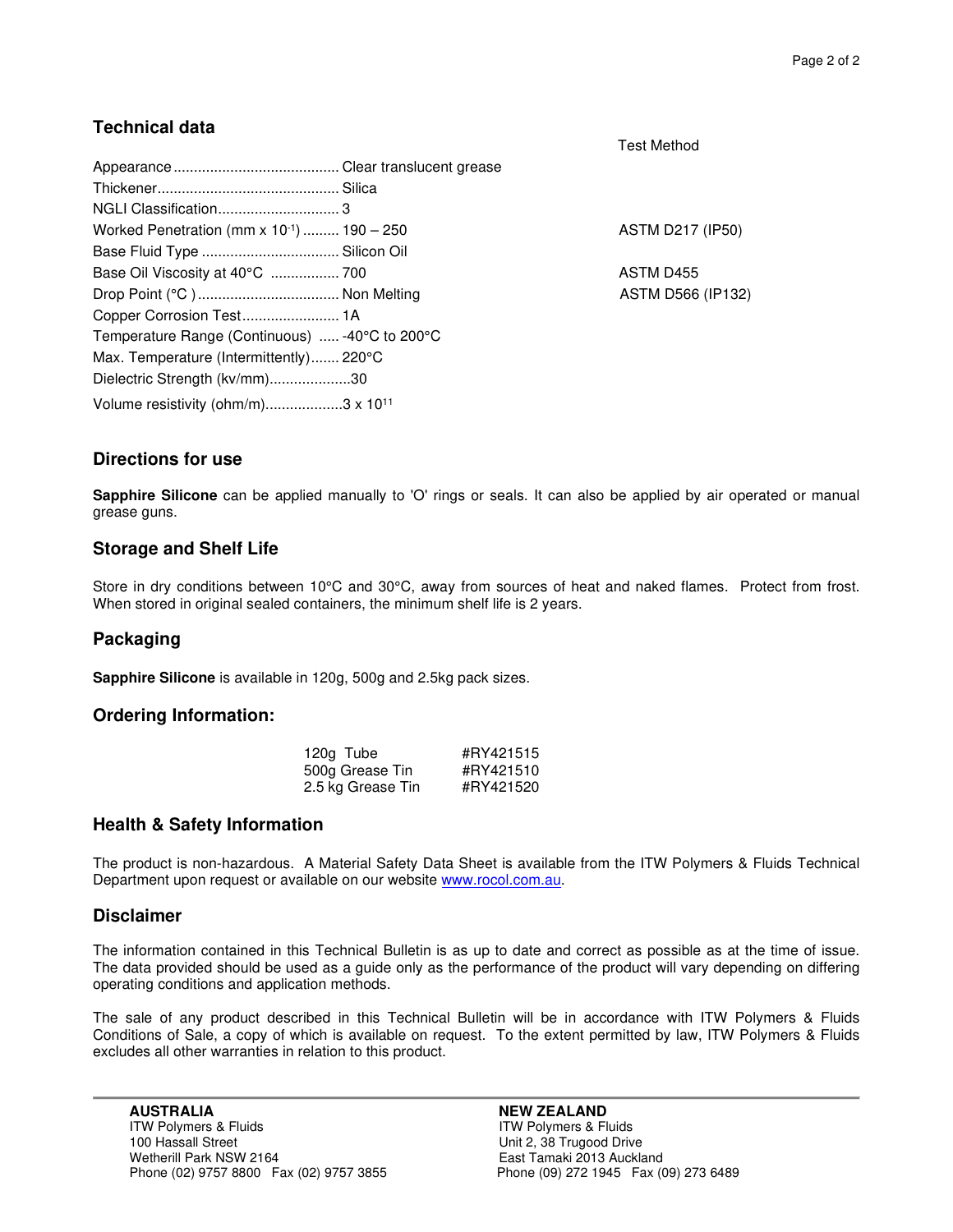## Technical data

| | | Test Method |
|---|---|---|
| Appearance | Clear translucent grease | |
| Thickener | Silica | |
| NGLI Classification | 3 | |
| Worked Penetration (mm x $10^{-1}$) | 190 – 250 | ASTM D217 (IP50) |
| Base Fluid Type | Silicon Oil | |
| Base Oil Viscosity at 40°C | 700 | ASTM D455 |
| Drop Point (°C ) | Non Melting | ASTM D566 (IP132) |
| Copper Corrosion Test | 1A | |
| Temperature Range (Continuous) | -40°C to 200°C | |
| Max. Temperature (Intermittently) | 220°C | |
| Dielectric Strength (kv/mm) | 30 | |
| Volume resistivity (ohm/m) | $3 \times 10^{11}$ | |

## Directions for use

**Sapphire Silicone** can be applied manually to 'O' rings or seals. It can also be applied by air operated or manual grease guns.

## Storage and Shelf Life

Store in dry conditions between 10°C and 30°C, away from sources of heat and naked flames. Protect from frost. When stored in original sealed containers, the minimum shelf life is 2 years.

## Packaging

**Sapphire Silicone** is available in 120g, 500g and 2.5kg pack sizes.

## Ordering Information:

| | |
|---|---|
| 120g Tube | #RY421515 |
| 500g Grease Tin | #RY421510 |
| 2.5 kg Grease Tin | #RY421520 |

## Health & Safety Information

The product is non-hazardous. A Material Safety Data Sheet is available from the ITW Polymers & Fluids Technical Department upon request or available on our website www.rocol.com.au.

## Disclaimer

The information contained in this Technical Bulletin is as up to date and correct as possible as at the time of issue. The data provided should be used as a guide only as the performance of the product will vary depending on differing operating conditions and application methods.

The sale of any product described in this Technical Bulletin will be in accordance with ITW Polymers & Fluids Conditions of Sale, a copy of which is available on request. To the extent permitted by law, ITW Polymers & Fluids excludes all other warranties in relation to this product.

**AUSTRALIA**
ITW Polymers & Fluids
100 Hassall Street
Wetherill Park NSW 2164
Phone (02) 9757 8800 Fax (02) 9757 3855

**NEW ZEALAND**
ITW Polymers & Fluids
Unit 2, 38 Trugood Drive
East Tamaki 2013 Auckland
Phone (09) 272 1945 Fax (09) 273 6489